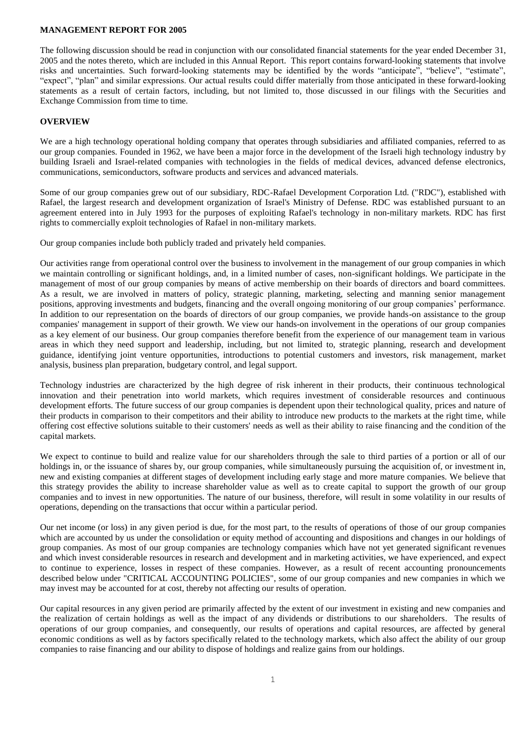**MANAGEMENT REPORT FOR 2005**

The following discussion should be read in conjunction with our consolidated financial statements for the year ended December 31, 2005 and the notes thereto, which are included in this Annual Report. This report contains forward-looking statements that involve risks and uncertainties. Such forward-looking statements may be identified by the words "anticipate", "believe", "estimate", "expect", "plan" and similar expressions. Our actual results could differ materially from those anticipated in these forward-looking statements as a result of certain factors, including, but not limited to, those discussed in our filings with the Securities and Exchange Commission from time to time.

**OVERVIEW**

We are a high technology operational holding company that operates through subsidiaries and affiliated companies, referred to as our group companies. Founded in 1962, we have been a major force in the development of the Israeli high technology industry by building Israeli and Israel-related companies with technologies in the fields of medical devices, advanced defense electronics, communications, semiconductors, software products and services and advanced materials.

Some of our group companies grew out of our subsidiary, RDC-Rafael Development Corporation Ltd. ("RDC"), established with Rafael, the largest research and development organization of Israel's Ministry of Defense. RDC was established pursuant to an agreement entered into in July 1993 for the purposes of exploiting Rafael's technology in non-military markets. RDC has first rights to commercially exploit technologies of Rafael in non-military markets.

Our group companies include both publicly traded and privately held companies.

Our activities range from operational control over the business to involvement in the management of our group companies in which we maintain controlling or significant holdings, and, in a limited number of cases, non-significant holdings. We participate in the management of most of our group companies by means of active membership on their boards of directors and board committees. As a result, we are involved in matters of policy, strategic planning, marketing, selecting and manning senior management positions, approving investments and budgets, financing and the overall ongoing monitoring of our group companies' performance. In addition to our representation on the boards of directors of our group companies, we provide hands-on assistance to the group companies' management in support of their growth. We view our hands-on involvement in the operations of our group companies as a key element of our business. Our group companies therefore benefit from the experience of our management team in various areas in which they need support and leadership, including, but not limited to, strategic planning, research and development guidance, identifying joint venture opportunities, introductions to potential customers and investors, risk management, market analysis, business plan preparation, budgetary control, and legal support.

Technology industries are characterized by the high degree of risk inherent in their products, their continuous technological innovation and their penetration into world markets, which requires investment of considerable resources and continuous development efforts. The future success of our group companies is dependent upon their technological quality, prices and nature of their products in comparison to their competitors and their ability to introduce new products to the markets at the right time, while offering cost effective solutions suitable to their customers' needs as well as their ability to raise financing and the condition of the capital markets.

We expect to continue to build and realize value for our shareholders through the sale to third parties of a portion or all of our holdings in, or the issuance of shares by, our group companies, while simultaneously pursuing the acquisition of, or investment in, new and existing companies at different stages of development including early stage and more mature companies. We believe that this strategy provides the ability to increase shareholder value as well as to create capital to support the growth of our group companies and to invest in new opportunities. The nature of our business, therefore, will result in some volatility in our results of operations, depending on the transactions that occur within a particular period.

Our net income (or loss) in any given period is due, for the most part, to the results of operations of those of our group companies which are accounted by us under the consolidation or equity method of accounting and dispositions and changes in our holdings of group companies. As most of our group companies are technology companies which have not yet generated significant revenues and which invest considerable resources in research and development and in marketing activities, we have experienced, and expect to continue to experience, losses in respect of these companies. However, as a result of recent accounting pronouncements described below under "CRITICAL ACCOUNTING POLICIES", some of our group companies and new companies in which we may invest may be accounted for at cost, thereby not affecting our results of operation.

Our capital resources in any given period are primarily affected by the extent of our investment in existing and new companies and the realization of certain holdings as well as the impact of any dividends or distributions to our shareholders. The results of operations of our group companies, and consequently, our results of operations and capital resources, are affected by general economic conditions as well as by factors specifically related to the technology markets, which also affect the ability of our group companies to raise financing and our ability to dispose of holdings and realize gains from our holdings.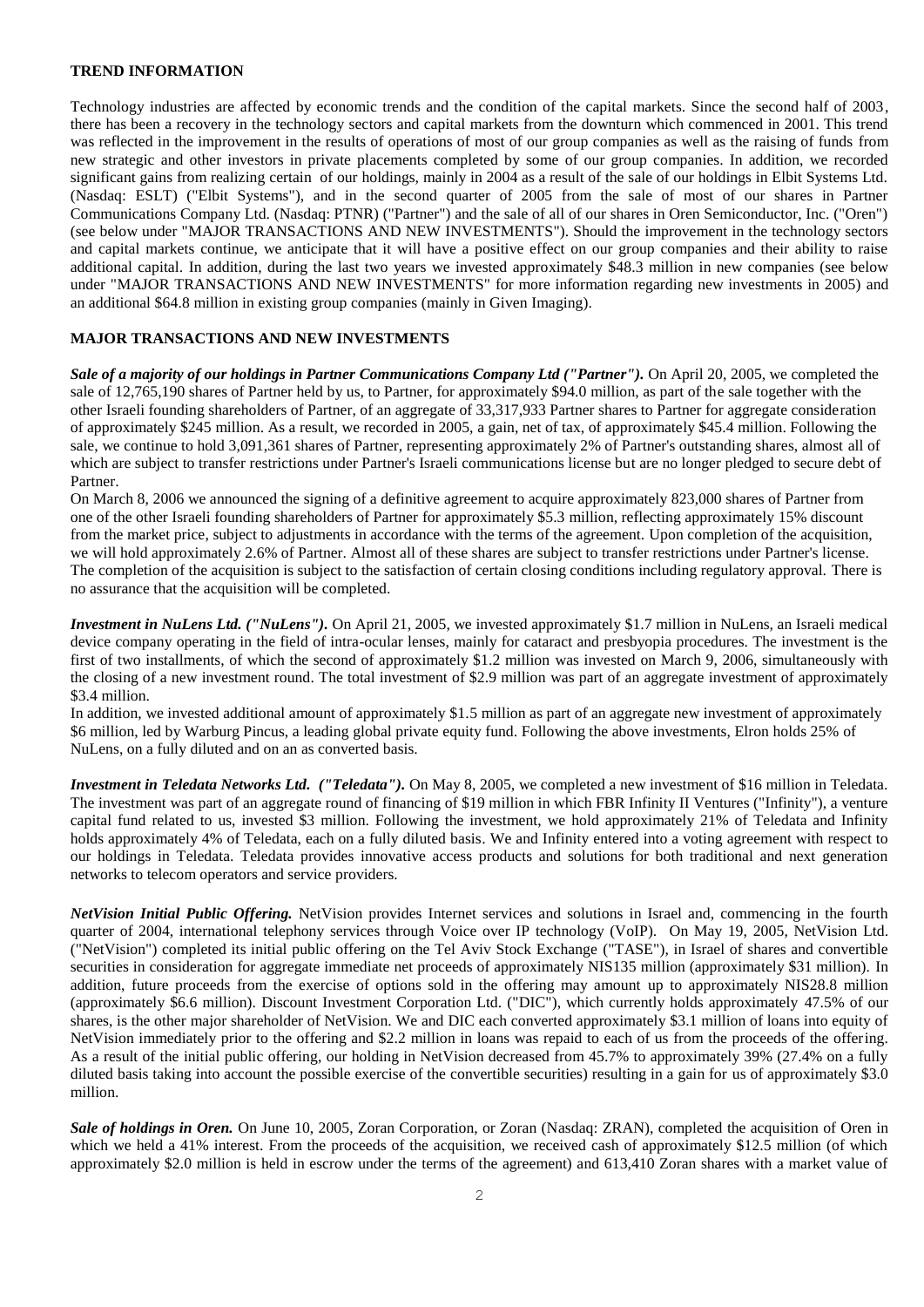## TREND INFORMATION

Technology industries are affected by economic trends and the condition of the capital markets. Since the second half of 2003, there has been a recovery in the technology sectors and capital markets from the downturn which commenced in 2001. This trend was reflected in the improvement in the results of operations of most of our group companies as well as the raising of funds from new strategic and other investors in private placements completed by some of our group companies. In addition, we recorded significant gains from realizing certain of our holdings, mainly in 2004 as a result of the sale of our holdings in Elbit Systems Ltd. (Nasdaq: ESLT) ("Elbit Systems"), and in the second quarter of 2005 from the sale of most of our shares in Partner Communications Company Ltd. (Nasdaq: PTNR) ("Partner") and the sale of all of our shares in Oren Semiconductor, Inc. ("Oren") (see below under "MAJOR TRANSACTIONS AND NEW INVESTMENTS"). Should the improvement in the technology sectors and capital markets continue, we anticipate that it will have a positive effect on our group companies and their ability to raise additional capital. In addition, during the last two years we invested approximately $48.3 million in new companies (see below under "MAJOR TRANSACTIONS AND NEW INVESTMENTS" for more information regarding new investments in 2005) and an additional $64.8 million in existing group companies (mainly in Given Imaging).

## MAJOR TRANSACTIONS AND NEW INVESTMENTS

***Sale of a majority of our holdings in Partner Communications Company Ltd ("Partner").*** On April 20, 2005, we completed the sale of 12,765,190 shares of Partner held by us, to Partner, for approximately $94.0 million, as part of the sale together with the other Israeli founding shareholders of Partner, of an aggregate of 33,317,933 Partner shares to Partner for aggregate consideration of approximately $245 million. As a result, we recorded in 2005, a gain, net of tax, of approximately $45.4 million. Following the sale, we continue to hold 3,091,361 shares of Partner, representing approximately 2% of Partner's outstanding shares, almost all of which are subject to transfer restrictions under Partner's Israeli communications license but are no longer pledged to secure debt of Partner.

On March 8, 2006 we announced the signing of a definitive agreement to acquire approximately 823,000 shares of Partner from one of the other Israeli founding shareholders of Partner for approximately $5.3 million, reflecting approximately 15% discount from the market price, subject to adjustments in accordance with the terms of the agreement. Upon completion of the acquisition, we will hold approximately 2.6% of Partner. Almost all of these shares are subject to transfer restrictions under Partner's license. The completion of the acquisition is subject to the satisfaction of certain closing conditions including regulatory approval. There is no assurance that the acquisition will be completed.

***Investment in NuLens Ltd. ("NuLens").*** On April 21, 2005, we invested approximately $1.7 million in NuLens, an Israeli medical device company operating in the field of intra-ocular lenses, mainly for cataract and presbyopia procedures. The investment is the first of two installments, of which the second of approximately $1.2 million was invested on March 9, 2006, simultaneously with the closing of a new investment round. The total investment of $2.9 million was part of an aggregate investment of approximately $3.4 million.

In addition, we invested additional amount of approximately $1.5 million as part of an aggregate new investment of approximately $6 million, led by Warburg Pincus, a leading global private equity fund. Following the above investments, Elron holds 25% of NuLens, on a fully diluted and on an as converted basis.

***Investment in Teledata Networks Ltd. ("Teledata").*** On May 8, 2005, we completed a new investment of $16 million in Teledata. The investment was part of an aggregate round of financing of $19 million in which FBR Infinity II Ventures ("Infinity"), a venture capital fund related to us, invested $3 million. Following the investment, we hold approximately 21% of Teledata and Infinity holds approximately 4% of Teledata, each on a fully diluted basis. We and Infinity entered into a voting agreement with respect to our holdings in Teledata. Teledata provides innovative access products and solutions for both traditional and next generation networks to telecom operators and service providers.

***NetVision Initial Public Offering.*** NetVision provides Internet services and solutions in Israel and, commencing in the fourth quarter of 2004, international telephony services through Voice over IP technology (VoIP). On May 19, 2005, NetVision Ltd. ("NetVision") completed its initial public offering on the Tel Aviv Stock Exchange ("TASE"), in Israel of shares and convertible securities in consideration for aggregate immediate net proceeds of approximately NIS135 million (approximately $31 million). In addition, future proceeds from the exercise of options sold in the offering may amount up to approximately NIS28.8 million (approximately $6.6 million). Discount Investment Corporation Ltd. ("DIC"), which currently holds approximately 47.5% of our shares, is the other major shareholder of NetVision. We and DIC each converted approximately $3.1 million of loans into equity of NetVision immediately prior to the offering and $2.2 million in loans was repaid to each of us from the proceeds of the offering. As a result of the initial public offering, our holding in NetVision decreased from 45.7% to approximately 39% (27.4% on a fully diluted basis taking into account the possible exercise of the convertible securities) resulting in a gain for us of approximately $3.0 million.

***Sale of holdings in Oren.*** On June 10, 2005, Zoran Corporation, or Zoran (Nasdaq: ZRAN), completed the acquisition of Oren in which we held a 41% interest. From the proceeds of the acquisition, we received cash of approximately $12.5 million (of which approximately $2.0 million is held in escrow under the terms of the agreement) and 613,410 Zoran shares with a market value of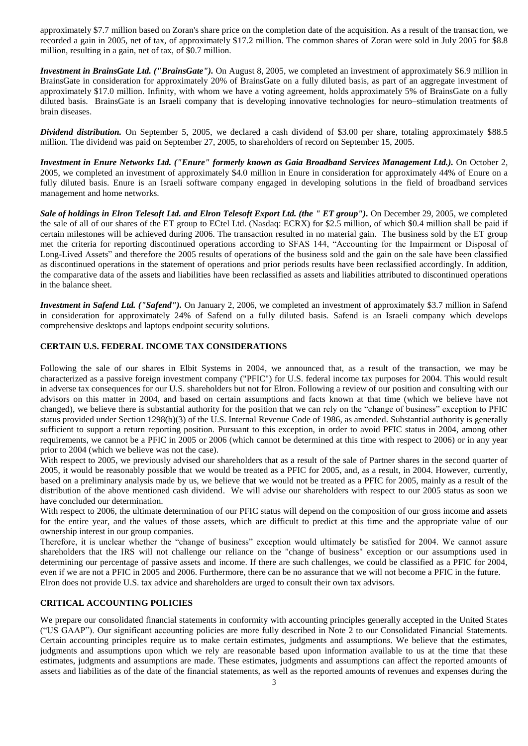approximately $7.7 million based on Zoran's share price on the completion date of the acquisition. As a result of the transaction, we recorded a gain in 2005, net of tax, of approximately $17.2 million. The common shares of Zoran were sold in July 2005 for $8.8 million, resulting in a gain, net of tax, of $0.7 million.

***Investment in BrainsGate Ltd. ("BrainsGate").*** On August 8, 2005, we completed an investment of approximately $6.9 million in BrainsGate in consideration for approximately 20% of BrainsGate on a fully diluted basis, as part of an aggregate investment of approximately $17.0 million. Infinity, with whom we have a voting agreement, holds approximately 5% of BrainsGate on a fully diluted basis. BrainsGate is an Israeli company that is developing innovative technologies for neuro–stimulation treatments of brain diseases.

***Dividend distribution.*** On September 5, 2005, we declared a cash dividend of $3.00 per share, totaling approximately $88.5 million. The dividend was paid on September 27, 2005, to shareholders of record on September 15, 2005.

***Investment in Enure Networks Ltd. ("Enure" formerly known as Gaia Broadband Services Management Ltd.).*** On October 2, 2005, we completed an investment of approximately $4.0 million in Enure in consideration for approximately 44% of Enure on a fully diluted basis. Enure is an Israeli software company engaged in developing solutions in the field of broadband services management and home networks.

***Sale of holdings in Elron Telesoft Ltd. and Elron Telesoft Export Ltd. (the " ET group").*** On December 29, 2005, we completed the sale of all of our shares of the ET group to ECtel Ltd. (Nasdaq: ECRX) for $2.5 million, of which $0.4 million shall be paid if certain milestones will be achieved during 2006. The transaction resulted in no material gain. The business sold by the ET group met the criteria for reporting discontinued operations according to SFAS 144, "Accounting for the Impairment or Disposal of Long-Lived Assets" and therefore the 2005 results of operations of the business sold and the gain on the sale have been classified as discontinued operations in the statement of operations and prior periods results have been reclassified accordingly. In addition, the comparative data of the assets and liabilities have been reclassified as assets and liabilities attributed to discontinued operations in the balance sheet.

***Investment in Safend Ltd. ("Safend").*** On January 2, 2006, we completed an investment of approximately $3.7 million in Safend in consideration for approximately 24% of Safend on a fully diluted basis. Safend is an Israeli company which develops comprehensive desktops and laptops endpoint security solutions.

## CERTAIN U.S. FEDERAL INCOME TAX CONSIDERATIONS

Following the sale of our shares in Elbit Systems in 2004, we announced that, as a result of the transaction, we may be characterized as a passive foreign investment company ("PFIC") for U.S. federal income tax purposes for 2004. This would result in adverse tax consequences for our U.S. shareholders but not for Elron. Following a review of our position and consulting with our advisors on this matter in 2004, and based on certain assumptions and facts known at that time (which we believe have not changed), we believe there is substantial authority for the position that we can rely on the "change of business" exception to PFIC status provided under Section 1298(b)(3) of the U.S. Internal Revenue Code of 1986, as amended. Substantial authority is generally sufficient to support a return reporting position. Pursuant to this exception, in order to avoid PFIC status in 2004, among other requirements, we cannot be a PFIC in 2005 or 2006 (which cannot be determined at this time with respect to 2006) or in any year prior to 2004 (which we believe was not the case).

With respect to 2005, we previously advised our shareholders that as a result of the sale of Partner shares in the second quarter of 2005, it would be reasonably possible that we would be treated as a PFIC for 2005, and, as a result, in 2004. However, currently, based on a preliminary analysis made by us, we believe that we would not be treated as a PFIC for 2005, mainly as a result of the distribution of the above mentioned cash dividend. We will advise our shareholders with respect to our 2005 status as soon we have concluded our determination.

With respect to 2006, the ultimate determination of our PFIC status will depend on the composition of our gross income and assets for the entire year, and the values of those assets, which are difficult to predict at this time and the appropriate value of our ownership interest in our group companies.

Therefore, it is unclear whether the "change of business" exception would ultimately be satisfied for 2004. We cannot assure shareholders that the IRS will not challenge our reliance on the "change of business" exception or our assumptions used in determining our percentage of passive assets and income. If there are such challenges, we could be classified as a PFIC for 2004, even if we are not a PFIC in 2005 and 2006. Furthermore, there can be no assurance that we will not become a PFIC in the future.

Elron does not provide U.S. tax advice and shareholders are urged to consult their own tax advisors.

## CRITICAL ACCOUNTING POLICIES

We prepare our consolidated financial statements in conformity with accounting principles generally accepted in the United States ("US GAAP"). Our significant accounting policies are more fully described in Note 2 to our Consolidated Financial Statements. Certain accounting principles require us to make certain estimates, judgments and assumptions. We believe that the estimates, judgments and assumptions upon which we rely are reasonable based upon information available to us at the time that these estimates, judgments and assumptions are made. These estimates, judgments and assumptions can affect the reported amounts of assets and liabilities as of the date of the financial statements, as well as the reported amounts of revenues and expenses during the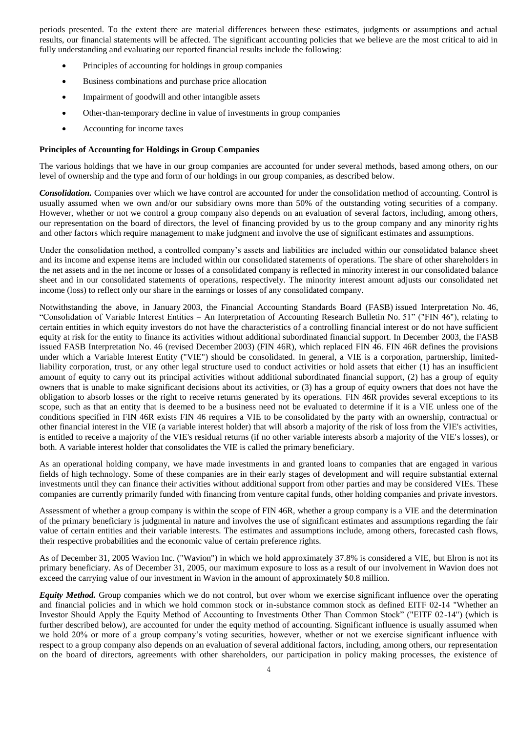periods presented. To the extent there are material differences between these estimates, judgments or assumptions and actual results, our financial statements will be affected. The significant accounting policies that we believe are the most critical to aid in fully understanding and evaluating our reported financial results include the following:

- Principles of accounting for holdings in group companies
- Business combinations and purchase price allocation
- Impairment of goodwill and other intangible assets
- Other-than-temporary decline in value of investments in group companies
- Accounting for income taxes

**Principles of Accounting for Holdings in Group Companies**

The various holdings that we have in our group companies are accounted for under several methods, based among others, on our level of ownership and the type and form of our holdings in our group companies, as described below.

***Consolidation.*** Companies over which we have control are accounted for under the consolidation method of accounting. Control is usually assumed when we own and/or our subsidiary owns more than 50% of the outstanding voting securities of a company. However, whether or not we control a group company also depends on an evaluation of several factors, including, among others, our representation on the board of directors, the level of financing provided by us to the group company and any minority rights and other factors which require management to make judgment and involve the use of significant estimates and assumptions.

Under the consolidation method, a controlled company's assets and liabilities are included within our consolidated balance sheet and its income and expense items are included within our consolidated statements of operations. The share of other shareholders in the net assets and in the net income or losses of a consolidated company is reflected in minority interest in our consolidated balance sheet and in our consolidated statements of operations, respectively. The minority interest amount adjusts our consolidated net income (loss) to reflect only our share in the earnings or losses of any consolidated company.

Notwithstanding the above, in January 2003, the Financial Accounting Standards Board (FASB) issued Interpretation No. 46, "Consolidation of Variable Interest Entities – An Interpretation of Accounting Research Bulletin No. 51" ("FIN 46"), relating to certain entities in which equity investors do not have the characteristics of a controlling financial interest or do not have sufficient equity at risk for the entity to finance its activities without additional subordinated financial support. In December 2003, the FASB issued FASB Interpretation No. 46 (revised December 2003) (FIN 46R), which replaced FIN 46. FIN 46R defines the provisions under which a Variable Interest Entity ("VIE") should be consolidated. In general, a VIE is a corporation, partnership, limited-liability corporation, trust, or any other legal structure used to conduct activities or hold assets that either (1) has an insufficient amount of equity to carry out its principal activities without additional subordinated financial support, (2) has a group of equity owners that is unable to make significant decisions about its activities, or (3) has a group of equity owners that does not have the obligation to absorb losses or the right to receive returns generated by its operations. FIN 46R provides several exceptions to its scope, such as that an entity that is deemed to be a business need not be evaluated to determine if it is a VIE unless one of the conditions specified in FIN 46R exists FIN 46 requires a VIE to be consolidated by the party with an ownership, contractual or other financial interest in the VIE (a variable interest holder) that will absorb a majority of the risk of loss from the VIE's activities, is entitled to receive a majority of the VIE's residual returns (if no other variable interests absorb a majority of the VIE's losses), or both. A variable interest holder that consolidates the VIE is called the primary beneficiary.

As an operational holding company, we have made investments in and granted loans to companies that are engaged in various fields of high technology. Some of these companies are in their early stages of development and will require substantial external investments until they can finance their activities without additional support from other parties and may be considered VIEs. These companies are currently primarily funded with financing from venture capital funds, other holding companies and private investors.

Assessment of whether a group company is within the scope of FIN 46R, whether a group company is a VIE and the determination of the primary beneficiary is judgmental in nature and involves the use of significant estimates and assumptions regarding the fair value of certain entities and their variable interests. The estimates and assumptions include, among others, forecasted cash flows, their respective probabilities and the economic value of certain preference rights.

As of December 31, 2005 Wavion Inc. ("Wavion") in which we hold approximately 37.8% is considered a VIE, but Elron is not its primary beneficiary. As of December 31, 2005, our maximum exposure to loss as a result of our involvement in Wavion does not exceed the carrying value of our investment in Wavion in the amount of approximately $0.8 million.

***Equity Method.*** Group companies which we do not control, but over whom we exercise significant influence over the operating and financial policies and in which we hold common stock or in-substance common stock as defined EITF 02-14 "Whether an Investor Should Apply the Equity Method of Accounting to Investments Other Than Common Stock" ("EITF 02-14") (which is further described below), are accounted for under the equity method of accounting. Significant influence is usually assumed when we hold 20% or more of a group company's voting securities, however, whether or not we exercise significant influence with respect to a group company also depends on an evaluation of several additional factors, including, among others, our representation on the board of directors, agreements with other shareholders, our participation in policy making processes, the existence of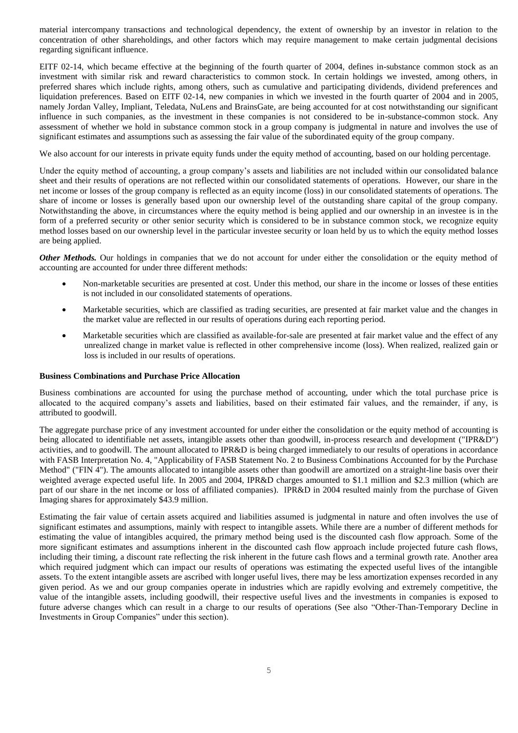material intercompany transactions and technological dependency, the extent of ownership by an investor in relation to the concentration of other shareholdings, and other factors which may require management to make certain judgmental decisions regarding significant influence.

EITF 02-14, which became effective at the beginning of the fourth quarter of 2004, defines in-substance common stock as an investment with similar risk and reward characteristics to common stock. In certain holdings we invested, among others, in preferred shares which include rights, among others, such as cumulative and participating dividends, dividend preferences and liquidation preferences. Based on EITF 02-14, new companies in which we invested in the fourth quarter of 2004 and in 2005, namely Jordan Valley, Impliant, Teledata, NuLens and BrainsGate, are being accounted for at cost notwithstanding our significant influence in such companies, as the investment in these companies is not considered to be in-substance-common stock. Any assessment of whether we hold in substance common stock in a group company is judgmental in nature and involves the use of significant estimates and assumptions such as assessing the fair value of the subordinated equity of the group company.

We also account for our interests in private equity funds under the equity method of accounting, based on our holding percentage.

Under the equity method of accounting, a group company's assets and liabilities are not included within our consolidated balance sheet and their results of operations are not reflected within our consolidated statements of operations. However, our share in the net income or losses of the group company is reflected as an equity income (loss) in our consolidated statements of operations. The share of income or losses is generally based upon our ownership level of the outstanding share capital of the group company. Notwithstanding the above, in circumstances where the equity method is being applied and our ownership in an investee is in the form of a preferred security or other senior security which is considered to be in substance common stock, we recognize equity method losses based on our ownership level in the particular investee security or loan held by us to which the equity method losses are being applied.

***Other Methods.*** Our holdings in companies that we do not account for under either the consolidation or the equity method of accounting are accounted for under three different methods:

- Non-marketable securities are presented at cost. Under this method, our share in the income or losses of these entities is not included in our consolidated statements of operations.
- Marketable securities, which are classified as trading securities, are presented at fair market value and the changes in the market value are reflected in our results of operations during each reporting period.
- Marketable securities which are classified as available-for-sale are presented at fair market value and the effect of any unrealized change in market value is reflected in other comprehensive income (loss). When realized, realized gain or loss is included in our results of operations.

**Business Combinations and Purchase Price Allocation**

Business combinations are accounted for using the purchase method of accounting, under which the total purchase price is allocated to the acquired company's assets and liabilities, based on their estimated fair values, and the remainder, if any, is attributed to goodwill.

The aggregate purchase price of any investment accounted for under either the consolidation or the equity method of accounting is being allocated to identifiable net assets, intangible assets other than goodwill, in-process research and development ("IPR&D") activities, and to goodwill. The amount allocated to IPR&D is being charged immediately to our results of operations in accordance with FASB Interpretation No. 4, "Applicability of FASB Statement No. 2 to Business Combinations Accounted for by the Purchase Method" ("FIN 4"). The amounts allocated to intangible assets other than goodwill are amortized on a straight-line basis over their weighted average expected useful life. In 2005 and 2004, IPR&D charges amounted to $1.1 million and $2.3 million (which are part of our share in the net income or loss of affiliated companies). IPR&D in 2004 resulted mainly from the purchase of Given Imaging shares for approximately $43.9 million.

Estimating the fair value of certain assets acquired and liabilities assumed is judgmental in nature and often involves the use of significant estimates and assumptions, mainly with respect to intangible assets. While there are a number of different methods for estimating the value of intangibles acquired, the primary method being used is the discounted cash flow approach. Some of the more significant estimates and assumptions inherent in the discounted cash flow approach include projected future cash flows, including their timing, a discount rate reflecting the risk inherent in the future cash flows and a terminal growth rate. Another area which required judgment which can impact our results of operations was estimating the expected useful lives of the intangible assets. To the extent intangible assets are ascribed with longer useful lives, there may be less amortization expenses recorded in any given period. As we and our group companies operate in industries which are rapidly evolving and extremely competitive, the value of the intangible assets, including goodwill, their respective useful lives and the investments in companies is exposed to future adverse changes which can result in a charge to our results of operations (See also "Other-Than-Temporary Decline in Investments in Group Companies" under this section).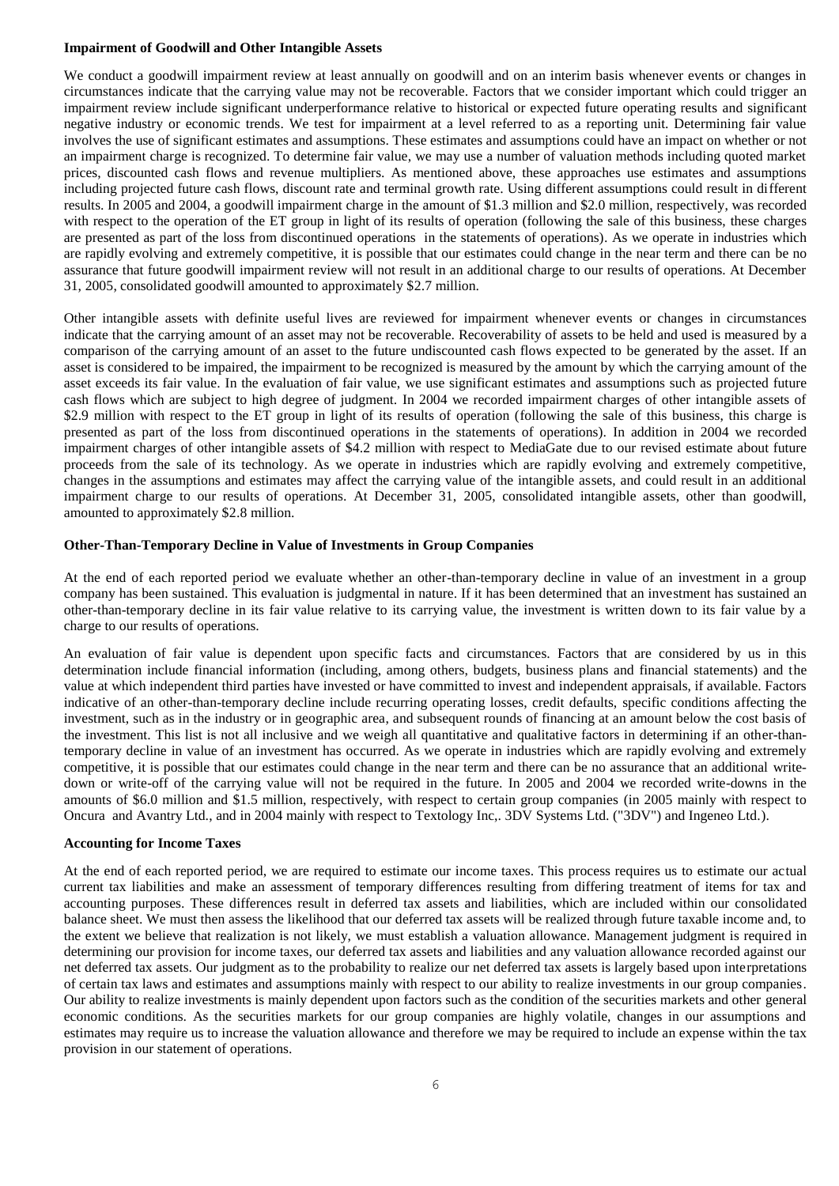**Impairment of Goodwill and Other Intangible Assets**

We conduct a goodwill impairment review at least annually on goodwill and on an interim basis whenever events or changes in circumstances indicate that the carrying value may not be recoverable. Factors that we consider important which could trigger an impairment review include significant underperformance relative to historical or expected future operating results and significant negative industry or economic trends. We test for impairment at a level referred to as a reporting unit. Determining fair value involves the use of significant estimates and assumptions. These estimates and assumptions could have an impact on whether or not an impairment charge is recognized. To determine fair value, we may use a number of valuation methods including quoted market prices, discounted cash flows and revenue multipliers. As mentioned above, these approaches use estimates and assumptions including projected future cash flows, discount rate and terminal growth rate. Using different assumptions could result in different results. In 2005 and 2004, a goodwill impairment charge in the amount of $1.3 million and $2.0 million, respectively, was recorded with respect to the operation of the ET group in light of its results of operation (following the sale of this business, these charges are presented as part of the loss from discontinued operations in the statements of operations). As we operate in industries which are rapidly evolving and extremely competitive, it is possible that our estimates could change in the near term and there can be no assurance that future goodwill impairment review will not result in an additional charge to our results of operations. At December 31, 2005, consolidated goodwill amounted to approximately $2.7 million.

Other intangible assets with definite useful lives are reviewed for impairment whenever events or changes in circumstances indicate that the carrying amount of an asset may not be recoverable. Recoverability of assets to be held and used is measured by a comparison of the carrying amount of an asset to the future undiscounted cash flows expected to be generated by the asset. If an asset is considered to be impaired, the impairment to be recognized is measured by the amount by which the carrying amount of the asset exceeds its fair value. In the evaluation of fair value, we use significant estimates and assumptions such as projected future cash flows which are subject to high degree of judgment. In 2004 we recorded impairment charges of other intangible assets of $2.9 million with respect to the ET group in light of its results of operation (following the sale of this business, this charge is presented as part of the loss from discontinued operations in the statements of operations). In addition in 2004 we recorded impairment charges of other intangible assets of $4.2 million with respect to MediaGate due to our revised estimate about future proceeds from the sale of its technology. As we operate in industries which are rapidly evolving and extremely competitive, changes in the assumptions and estimates may affect the carrying value of the intangible assets, and could result in an additional impairment charge to our results of operations. At December 31, 2005, consolidated intangible assets, other than goodwill, amounted to approximately $2.8 million.

**Other-Than-Temporary Decline in Value of Investments in Group Companies**

At the end of each reported period we evaluate whether an other-than-temporary decline in value of an investment in a group company has been sustained. This evaluation is judgmental in nature. If it has been determined that an investment has sustained an other-than-temporary decline in its fair value relative to its carrying value, the investment is written down to its fair value by a charge to our results of operations.

An evaluation of fair value is dependent upon specific facts and circumstances. Factors that are considered by us in this determination include financial information (including, among others, budgets, business plans and financial statements) and the value at which independent third parties have invested or have committed to invest and independent appraisals, if available. Factors indicative of an other-than-temporary decline include recurring operating losses, credit defaults, specific conditions affecting the investment, such as in the industry or in geographic area, and subsequent rounds of financing at an amount below the cost basis of the investment. This list is not all inclusive and we weigh all quantitative and qualitative factors in determining if an other-than-temporary decline in value of an investment has occurred. As we operate in industries which are rapidly evolving and extremely competitive, it is possible that our estimates could change in the near term and there can be no assurance that an additional write-down or write-off of the carrying value will not be required in the future. In 2005 and 2004 we recorded write-downs in the amounts of $6.0 million and $1.5 million, respectively, with respect to certain group companies (in 2005 mainly with respect to Oncura and Avantry Ltd., and in 2004 mainly with respect to Textology Inc,. 3DV Systems Ltd. ("3DV") and Ingeneo Ltd.).

**Accounting for Income Taxes**

At the end of each reported period, we are required to estimate our income taxes. This process requires us to estimate our actual current tax liabilities and make an assessment of temporary differences resulting from differing treatment of items for tax and accounting purposes. These differences result in deferred tax assets and liabilities, which are included within our consolidated balance sheet. We must then assess the likelihood that our deferred tax assets will be realized through future taxable income and, to the extent we believe that realization is not likely, we must establish a valuation allowance. Management judgment is required in determining our provision for income taxes, our deferred tax assets and liabilities and any valuation allowance recorded against our net deferred tax assets. Our judgment as to the probability to realize our net deferred tax assets is largely based upon interpretations of certain tax laws and estimates and assumptions mainly with respect to our ability to realize investments in our group companies. Our ability to realize investments is mainly dependent upon factors such as the condition of the securities markets and other general economic conditions. As the securities markets for our group companies are highly volatile, changes in our assumptions and estimates may require us to increase the valuation allowance and therefore we may be required to include an expense within the tax provision in our statement of operations.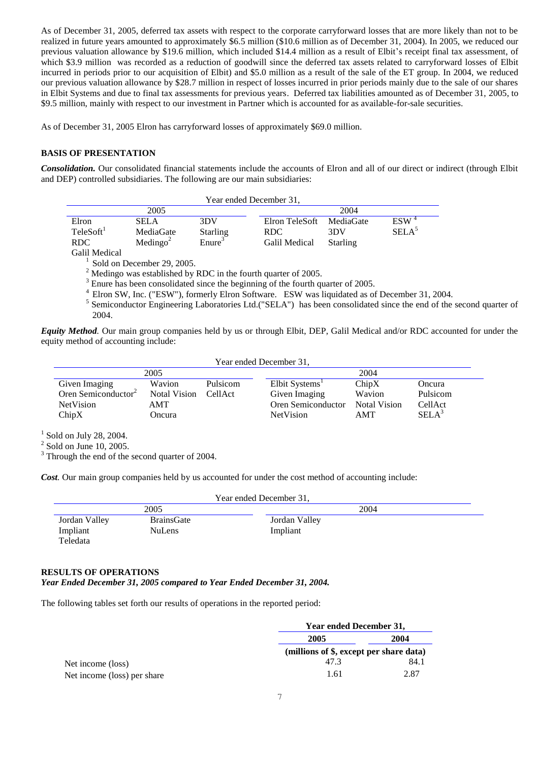As of December 31, 2005, deferred tax assets with respect to the corporate carryforward losses that are more likely than not to be realized in future years amounted to approximately $6.5 million ($10.6 million as of December 31, 2004). In 2005, we reduced our previous valuation allowance by $19.6 million, which included $14.4 million as a result of Elbit's receipt final tax assessment, of which $3.9 million was recorded as a reduction of goodwill since the deferred tax assets related to carryforward losses of Elbit incurred in periods prior to our acquisition of Elbit) and $5.0 million as a result of the sale of the ET group. In 2004, we reduced our previous valuation allowance by $28.7 million in respect of losses incurred in prior periods mainly due to the sale of our shares in Elbit Systems and due to final tax assessments for previous years. Deferred tax liabilities amounted as of December 31, 2005, to $9.5 million, mainly with respect to our investment in Partner which is accounted for as available-for-sale securities.

As of December 31, 2005 Elron has carryforward losses of approximately $69.0 million.

### BASIS OF PRESENTATION

***Consolidation.*** Our consolidated financial statements include the accounts of Elron and all of our direct or indirect (through Elbit and DEP) controlled subsidiaries. The following are our main subsidiaries:

| Year ended December 31, | | | | | |
|---|---|---|---|---|---|
| 2005 | | | 2004 | | |
| Elron | SELA | 3DV | Elron TeleSoft | MediaGate | ESW[4] |
| TeleSoft[1] | MediaGate | Starling | RDC | 3DV | SELA[5] |
| RDC | Medingo[2] | Enure[3] | Galil Medical | Starling | |
| Galil Medical | | | | | |

[1] Sold on December 29, 2005.
[2] Medingo was established by RDC in the fourth quarter of 2005.
[3] Enure has been consolidated since the beginning of the fourth quarter of 2005.
[4] Elron SW, Inc. ("ESW"), formerly Elron Software. ESW was liquidated as of December 31, 2004.
[5] Semiconductor Engineering Laboratories Ltd.("SELA") has been consolidated since the end of the second quarter of 2004.

***Equity Method.*** Our main group companies held by us or through Elbit, DEP, Galil Medical and/or RDC accounted for under the equity method of accounting include:

| Year ended December 31, | | | | | |
|---|---|---|---|---|---|
| 2005 | | | 2004 | | |
| Given Imaging | Wavion | Pulsicom | Elbit Systems[1] | ChipX | Oncura |
| Oren Semiconductor[2] | Notal Vision | CellAct | Given Imaging | Wavion | Pulsicom |
| NetVision | AMT | | Oren Semiconductor | Notal Vision | CellAct |
| ChipX | Oncura | | NetVision | AMT | SELA[3] |

[1] Sold on July 28, 2004.
[2] Sold on June 10, 2005.
[3] Through the end of the second quarter of 2004.

***Cost.*** Our main group companies held by us accounted for under the cost method of accounting include:

| Year ended December 31, | | |
|---|---|---|
| 2005 | | 2004 |
| Jordan Valley | BrainsGate | Jordan Valley |
| Impliant | NuLens | Impliant |
| Teledata | | |

### RESULTS OF OPERATIONS

***Year Ended December 31, 2005 compared to Year Ended December 31, 2004.***

The following tables set forth our results of operations in the reported period:

| | Year ended December 31, | |
|---|---|---|
| | **2005** | **2004** |
| | (millions of $, except per share data) | |
| Net income (loss) | 47.3 | 84.1 |
| Net income (loss) per share | 1.61 | 2.87 |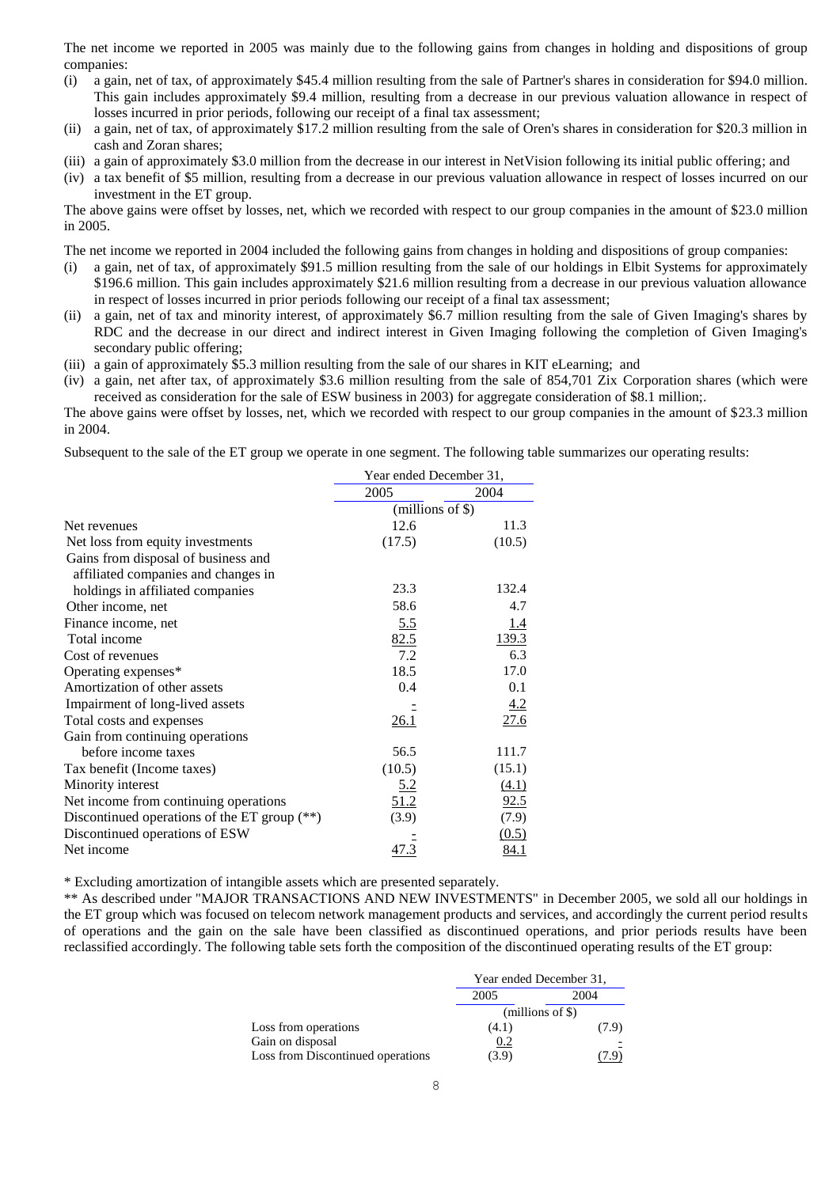The net income we reported in 2005 was mainly due to the following gains from changes in holding and dispositions of group companies:

(i) a gain, net of tax, of approximately $45.4 million resulting from the sale of Partner's shares in consideration for $94.0 million. This gain includes approximately $9.4 million, resulting from a decrease in our previous valuation allowance in respect of losses incurred in prior periods, following our receipt of a final tax assessment;
(ii) a gain, net of tax, of approximately $17.2 million resulting from the sale of Oren's shares in consideration for $20.3 million in cash and Zoran shares;
(iii) a gain of approximately $3.0 million from the decrease in our interest in NetVision following its initial public offering; and
(iv) a tax benefit of $5 million, resulting from a decrease in our previous valuation allowance in respect of losses incurred on our investment in the ET group.

The above gains were offset by losses, net, which we recorded with respect to our group companies in the amount of $23.0 million in 2005.

The net income we reported in 2004 included the following gains from changes in holding and dispositions of group companies:

(i) a gain, net of tax, of approximately $91.5 million resulting from the sale of our holdings in Elbit Systems for approximately $196.6 million. This gain includes approximately $21.6 million resulting from a decrease in our previous valuation allowance in respect of losses incurred in prior periods following our receipt of a final tax assessment;
(ii) a gain, net of tax and minority interest, of approximately $6.7 million resulting from the sale of Given Imaging's shares by RDC and the decrease in our direct and indirect interest in Given Imaging following the completion of Given Imaging's secondary public offering;
(iii) a gain of approximately $5.3 million resulting from the sale of our shares in KIT eLearning; and
(iv) a gain, net after tax, of approximately $3.6 million resulting from the sale of 854,701 Zix Corporation shares (which were received as consideration for the sale of ESW business in 2003) for aggregate consideration of $8.1 million;.

The above gains were offset by losses, net, which we recorded with respect to our group companies in the amount of $23.3 million in 2004.

Subsequent to the sale of the ET group we operate in one segment. The following table summarizes our operating results:

| | Year ended December 31, | |
|---|---|---|
| | 2005 | 2004 |
| | (millions of $) | |
| Net revenues | 12.6 | 11.3 |
| Net loss from equity investments | (17.5) | (10.5) |
| Gains from disposal of business and affiliated companies and changes in holdings in affiliated companies | 23.3 | 132.4 |
| Other income, net | 58.6 | 4.7 |
| Finance income, net | 5.5 | 1.4 |
| Total income | 82.5 | 139.3 |
| Cost of revenues | 7.2 | 6.3 |
| Operating expenses* | 18.5 | 17.0 |
| Amortization of other assets | 0.4 | 0.1 |
| Impairment of long-lived assets | - | 4.2 |
| Total costs and expenses | 26.1 | 27.6 |
| Gain from continuing operations before income taxes | 56.5 | 111.7 |
| Tax benefit (Income taxes) | (10.5) | (15.1) |
| Minority interest | 5.2 | (4.1) |
| Net income from continuing operations | 51.2 | 92.5 |
| Discontinued operations of the ET group (**) | (3.9) | (7.9) |
| Discontinued operations of ESW | - | (0.5) |
| Net income | 47.3 | 84.1 |

\* Excluding amortization of intangible assets which are presented separately.

** As described under "MAJOR TRANSACTIONS AND NEW INVESTMENTS" in December 2005, we sold all our holdings in the ET group which was focused on telecom network management products and services, and accordingly the current period results of operations and the gain on the sale have been classified as discontinued operations, and prior periods results have been reclassified accordingly. The following table sets forth the composition of the discontinued operating results of the ET group:

| | Year ended December 31, | |
|---|---|---|
| | 2005 | 2004 |
| | (millions of $) | |
| Loss from operations | (4.1) | (7.9) |
| Gain on disposal | 0.2 | - |
| Loss from Discontinued operations | (3.9) | (7.9) |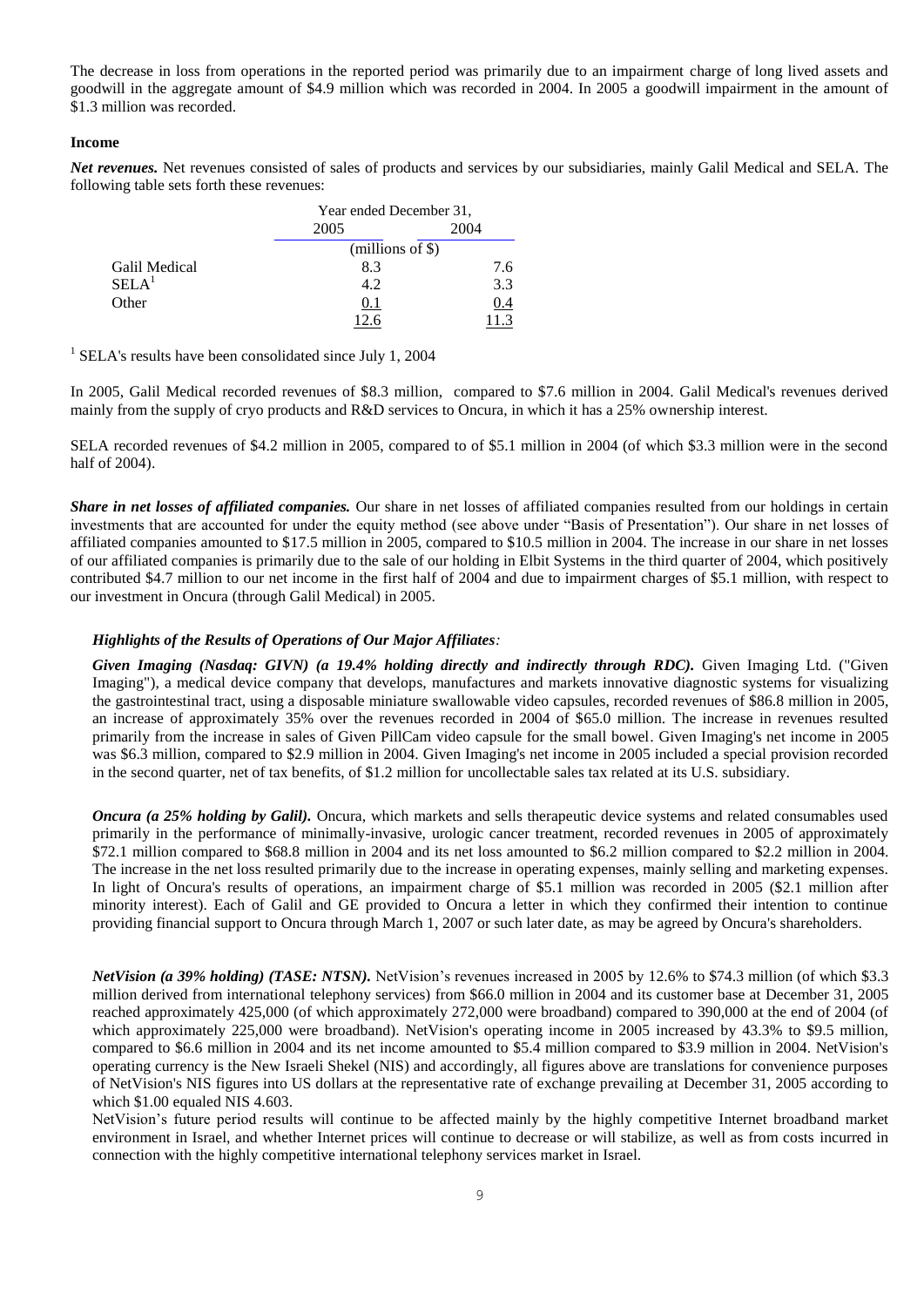The decrease in loss from operations in the reported period was primarily due to an impairment charge of long lived assets and goodwill in the aggregate amount of \$4.9 million which was recorded in 2004. In 2005 a goodwill impairment in the amount of \$1.3 million was recorded.

#### Income

***Net revenues.*** Net revenues consisted of sales of products and services by our subsidiaries, mainly Galil Medical and SELA. The following table sets forth these revenues:

| | Year ended December 31, | |
|---|---|---|
| | 2005 | 2004 |
| | (millions of \$) | |
| Galil Medical | 8.3 | 7.6 |
| SELA[1] | 4.2 | 3.3 |
| Other | 0.1 | 0.4 |
| | 12.6 | 11.3 |

[1] SELA's results have been consolidated since July 1, 2004

In 2005, Galil Medical recorded revenues of \$8.3 million, compared to \$7.6 million in 2004. Galil Medical's revenues derived mainly from the supply of cryo products and R&D services to Oncura, in which it has a 25% ownership interest.

SELA recorded revenues of \$4.2 million in 2005, compared to of \$5.1 million in 2004 (of which \$3.3 million were in the second half of 2004).

***Share in net losses of affiliated companies.*** Our share in net losses of affiliated companies resulted from our holdings in certain investments that are accounted for under the equity method (see above under "Basis of Presentation"). Our share in net losses of affiliated companies amounted to \$17.5 million in 2005, compared to \$10.5 million in 2004. The increase in our share in net losses of our affiliated companies is primarily due to the sale of our holding in Elbit Systems in the third quarter of 2004, which positively contributed \$4.7 million to our net income in the first half of 2004 and due to impairment charges of \$5.1 million, with respect to our investment in Oncura (through Galil Medical) in 2005.

***Highlights of the Results of Operations of Our Major Affiliates:***

***Given Imaging (Nasdaq: GIVN) (a 19.4% holding directly and indirectly through RDC).*** Given Imaging Ltd. ("Given Imaging"), a medical device company that develops, manufactures and markets innovative diagnostic systems for visualizing the gastrointestinal tract, using a disposable miniature swallowable video capsules, recorded revenues of \$86.8 million in 2005, an increase of approximately 35% over the revenues recorded in 2004 of \$65.0 million. The increase in revenues resulted primarily from the increase in sales of Given PillCam video capsule for the small bowel. Given Imaging's net income in 2005 was \$6.3 million, compared to \$2.9 million in 2004. Given Imaging's net income in 2005 included a special provision recorded in the second quarter, net of tax benefits, of \$1.2 million for uncollectable sales tax related at its U.S. subsidiary.

***Oncura (a 25% holding by Galil).*** Oncura, which markets and sells therapeutic device systems and related consumables used primarily in the performance of minimally-invasive, urologic cancer treatment, recorded revenues in 2005 of approximately \$72.1 million compared to \$68.8 million in 2004 and its net loss amounted to \$6.2 million compared to \$2.2 million in 2004. The increase in the net loss resulted primarily due to the increase in operating expenses, mainly selling and marketing expenses. In light of Oncura's results of operations, an impairment charge of \$5.1 million was recorded in 2005 (\$2.1 million after minority interest). Each of Galil and GE provided to Oncura a letter in which they confirmed their intention to continue providing financial support to Oncura through March 1, 2007 or such later date, as may be agreed by Oncura's shareholders.

***NetVision (a 39% holding) (TASE: NTSN).*** NetVision's revenues increased in 2005 by 12.6% to \$74.3 million (of which \$3.3 million derived from international telephony services) from \$66.0 million in 2004 and its customer base at December 31, 2005 reached approximately 425,000 (of which approximately 272,000 were broadband) compared to 390,000 at the end of 2004 (of which approximately 225,000 were broadband). NetVision's operating income in 2005 increased by 43.3% to \$9.5 million, compared to \$6.6 million in 2004 and its net income amounted to \$5.4 million compared to \$3.9 million in 2004. NetVision's operating currency is the New Israeli Shekel (NIS) and accordingly, all figures above are translations for convenience purposes of NetVision's NIS figures into US dollars at the representative rate of exchange prevailing at December 31, 2005 according to which \$1.00 equaled NIS 4.603.

NetVision's future period results will continue to be affected mainly by the highly competitive Internet broadband market environment in Israel, and whether Internet prices will continue to decrease or will stabilize, as well as from costs incurred in connection with the highly competitive international telephony services market in Israel.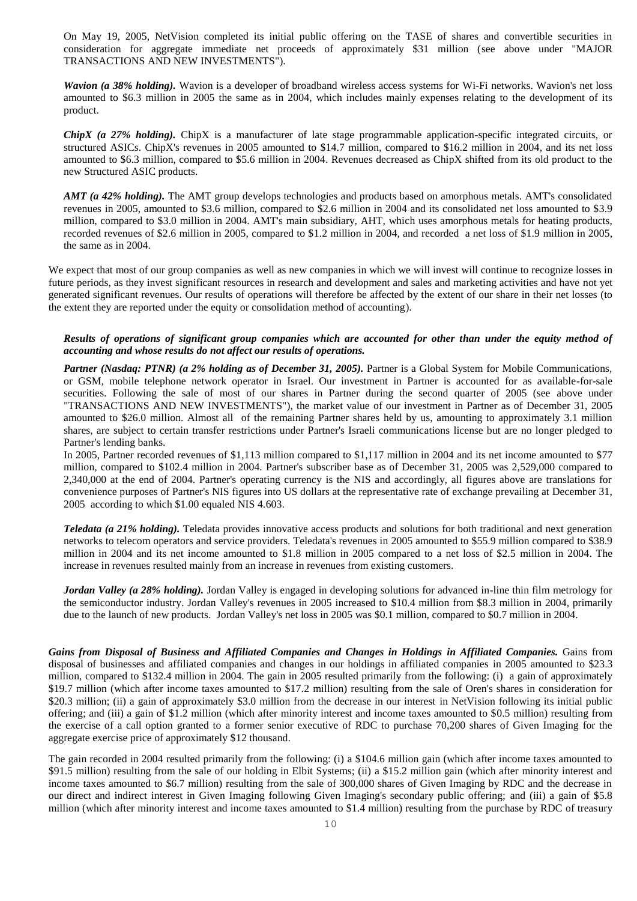On May 19, 2005, NetVision completed its initial public offering on the TASE of shares and convertible securities in consideration for aggregate immediate net proceeds of approximately $31 million (see above under "MAJOR TRANSACTIONS AND NEW INVESTMENTS").

***Wavion (a 38% holding).*** Wavion is a developer of broadband wireless access systems for Wi-Fi networks. Wavion's net loss amounted to $6.3 million in 2005 the same as in 2004, which includes mainly expenses relating to the development of its product.

***ChipX (a 27% holding).*** ChipX is a manufacturer of late stage programmable application-specific integrated circuits, or structured ASICs. ChipX's revenues in 2005 amounted to $14.7 million, compared to $16.2 million in 2004, and its net loss amounted to $6.3 million, compared to $5.6 million in 2004. Revenues decreased as ChipX shifted from its old product to the new Structured ASIC products.

***AMT (a 42% holding).*** The AMT group develops technologies and products based on amorphous metals. AMT's consolidated revenues in 2005, amounted to $3.6 million, compared to $2.6 million in 2004 and its consolidated net loss amounted to $3.9 million, compared to $3.0 million in 2004. AMT's main subsidiary, AHT, which uses amorphous metals for heating products, recorded revenues of $2.6 million in 2005, compared to $1.2 million in 2004, and recorded a net loss of $1.9 million in 2005, the same as in 2004.

We expect that most of our group companies as well as new companies in which we will invest will continue to recognize losses in future periods, as they invest significant resources in research and development and sales and marketing activities and have not yet generated significant revenues. Our results of operations will therefore be affected by the extent of our share in their net losses (to the extent they are reported under the equity or consolidation method of accounting).

***Results of operations of significant group companies which are accounted for other than under the equity method of accounting and whose results do not affect our results of operations.***

***Partner (Nasdaq: PTNR) (a 2% holding as of December 31, 2005).*** Partner is a Global System for Mobile Communications, or GSM, mobile telephone network operator in Israel. Our investment in Partner is accounted for as available-for-sale securities. Following the sale of most of our shares in Partner during the second quarter of 2005 (see above under "TRANSACTIONS AND NEW INVESTMENTS"), the market value of our investment in Partner as of December 31, 2005 amounted to $26.0 million. Almost all of the remaining Partner shares held by us, amounting to approximately 3.1 million shares, are subject to certain transfer restrictions under Partner's Israeli communications license but are no longer pledged to Partner's lending banks.

In 2005, Partner recorded revenues of $1,113 million compared to $1,117 million in 2004 and its net income amounted to $77 million, compared to $102.4 million in 2004. Partner's subscriber base as of December 31, 2005 was 2,529,000 compared to 2,340,000 at the end of 2004. Partner's operating currency is the NIS and accordingly, all figures above are translations for convenience purposes of Partner's NIS figures into US dollars at the representative rate of exchange prevailing at December 31, 2005 according to which $1.00 equaled NIS 4.603.

***Teledata (a 21% holding).*** Teledata provides innovative access products and solutions for both traditional and next generation networks to telecom operators and service providers. Teledata's revenues in 2005 amounted to $55.9 million compared to $38.9 million in 2004 and its net income amounted to $1.8 million in 2005 compared to a net loss of $2.5 million in 2004. The increase in revenues resulted mainly from an increase in revenues from existing customers.

***Jordan Valley (a 28% holding).*** Jordan Valley is engaged in developing solutions for advanced in-line thin film metrology for the semiconductor industry. Jordan Valley's revenues in 2005 increased to $10.4 million from $8.3 million in 2004, primarily due to the launch of new products. Jordan Valley's net loss in 2005 was $0.1 million, compared to $0.7 million in 2004.

***Gains from Disposal of Business and Affiliated Companies and Changes in Holdings in Affiliated Companies.*** Gains from disposal of businesses and affiliated companies and changes in our holdings in affiliated companies in 2005 amounted to $23.3 million, compared to $132.4 million in 2004. The gain in 2005 resulted primarily from the following: (i) a gain of approximately $19.7 million (which after income taxes amounted to $17.2 million) resulting from the sale of Oren's shares in consideration for $20.3 million; (ii) a gain of approximately $3.0 million from the decrease in our interest in NetVision following its initial public offering; and (iii) a gain of $1.2 million (which after minority interest and income taxes amounted to $0.5 million) resulting from the exercise of a call option granted to a former senior executive of RDC to purchase 70,200 shares of Given Imaging for the aggregate exercise price of approximately $12 thousand.

The gain recorded in 2004 resulted primarily from the following: (i) a $104.6 million gain (which after income taxes amounted to $91.5 million) resulting from the sale of our holding in Elbit Systems; (ii) a $15.2 million gain (which after minority interest and income taxes amounted to $6.7 million) resulting from the sale of 300,000 shares of Given Imaging by RDC and the decrease in our direct and indirect interest in Given Imaging following Given Imaging's secondary public offering; and (iii) a gain of $5.8 million (which after minority interest and income taxes amounted to $1.4 million) resulting from the purchase by RDC of treasury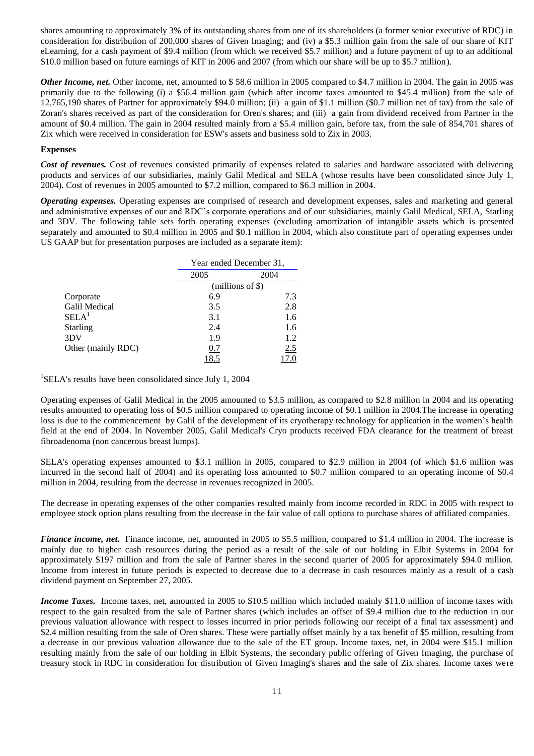shares amounting to approximately 3% of its outstanding shares from one of its shareholders (a former senior executive of RDC) in consideration for distribution of 200,000 shares of Given Imaging; and (iv) a $5.3 million gain from the sale of our share of KIT eLearning, for a cash payment of $9.4 million (from which we received $5.7 million) and a future payment of up to an additional $10.0 million based on future earnings of KIT in 2006 and 2007 (from which our share will be up to $5.7 million).

***Other Income, net.*** Other income, net, amounted to $ 58.6 million in 2005 compared to $4.7 million in 2004. The gain in 2005 was primarily due to the following (i) a $56.4 million gain (which after income taxes amounted to $45.4 million) from the sale of 12,765,190 shares of Partner for approximately $94.0 million; (ii) a gain of $1.1 million ($0.7 million net of tax) from the sale of Zoran's shares received as part of the consideration for Oren's shares; and (iii) a gain from dividend received from Partner in the amount of $0.4 million. The gain in 2004 resulted mainly from a $5.4 million gain, before tax, from the sale of 854,701 shares of Zix which were received in consideration for ESW's assets and business sold to Zix in 2003.

**Expenses**

***Cost of revenues.*** Cost of revenues consisted primarily of expenses related to salaries and hardware associated with delivering products and services of our subsidiaries, mainly Galil Medical and SELA (whose results have been consolidated since July 1, 2004). Cost of revenues in 2005 amounted to $7.2 million, compared to $6.3 million in 2004.

***Operating expenses.*** Operating expenses are comprised of research and development expenses, sales and marketing and general and administrative expenses of our and RDC's corporate operations and of our subsidiaries, mainly Galil Medical, SELA, Starling and 3DV. The following table sets forth operating expenses (excluding amortization of intangible assets which is presented separately and amounted to $0.4 million in 2005 and $0.1 million in 2004, which also constitute part of operating expenses under US GAAP but for presentation purposes are included as a separate item):

| | Year ended December 31, | |
|---|---|---|
| | 2005 | 2004 |
| | (millions of $) | |
| Corporate | 6.9 | 7.3 |
| Galil Medical | 3.5 | 2.8 |
| SELA[1] | 3.1 | 1.6 |
| Starling | 2.4 | 1.6 |
| 3DV | 1.9 | 1.2 |
| Other (mainly RDC) | 0.7 | 2.5 |
| | 18.5 | 17.0 |

[1]SELA's results have been consolidated since July 1, 2004

Operating expenses of Galil Medical in the 2005 amounted to $3.5 million, as compared to $2.8 million in 2004 and its operating results amounted to operating loss of $0.5 million compared to operating income of $0.1 million in 2004.The increase in operating loss is due to the commencement by Galil of the development of its cryotherapy technology for application in the women's health field at the end of 2004. In November 2005, Galil Medical's Cryo products received FDA clearance for the treatment of breast fibroadenoma (non cancerous breast lumps).

SELA's operating expenses amounted to $3.1 million in 2005, compared to $2.9 million in 2004 (of which $1.6 million was incurred in the second half of 2004) and its operating loss amounted to $0.7 million compared to an operating income of $0.4 million in 2004, resulting from the decrease in revenues recognized in 2005.

The decrease in operating expenses of the other companies resulted mainly from income recorded in RDC in 2005 with respect to employee stock option plans resulting from the decrease in the fair value of call options to purchase shares of affiliated companies.

***Finance income, net.*** Finance income, net, amounted in 2005 to $5.5 million, compared to $1.4 million in 2004. The increase is mainly due to higher cash resources during the period as a result of the sale of our holding in Elbit Systems in 2004 for approximately $197 million and from the sale of Partner shares in the second quarter of 2005 for approximately $94.0 million. Income from interest in future periods is expected to decrease due to a decrease in cash resources mainly as a result of a cash dividend payment on September 27, 2005.

***Income Taxes.*** Income taxes, net, amounted in 2005 to $10.5 million which included mainly $11.0 million of income taxes with respect to the gain resulted from the sale of Partner shares (which includes an offset of $9.4 million due to the reduction in our previous valuation allowance with respect to losses incurred in prior periods following our receipt of a final tax assessment) and $2.4 million resulting from the sale of Oren shares. These were partially offset mainly by a tax benefit of $5 million, resulting from a decrease in our previous valuation allowance due to the sale of the ET group. Income taxes, net, in 2004 were $15.1 million resulting mainly from the sale of our holding in Elbit Systems, the secondary public offering of Given Imaging, the purchase of treasury stock in RDC in consideration for distribution of Given Imaging's shares and the sale of Zix shares. Income taxes were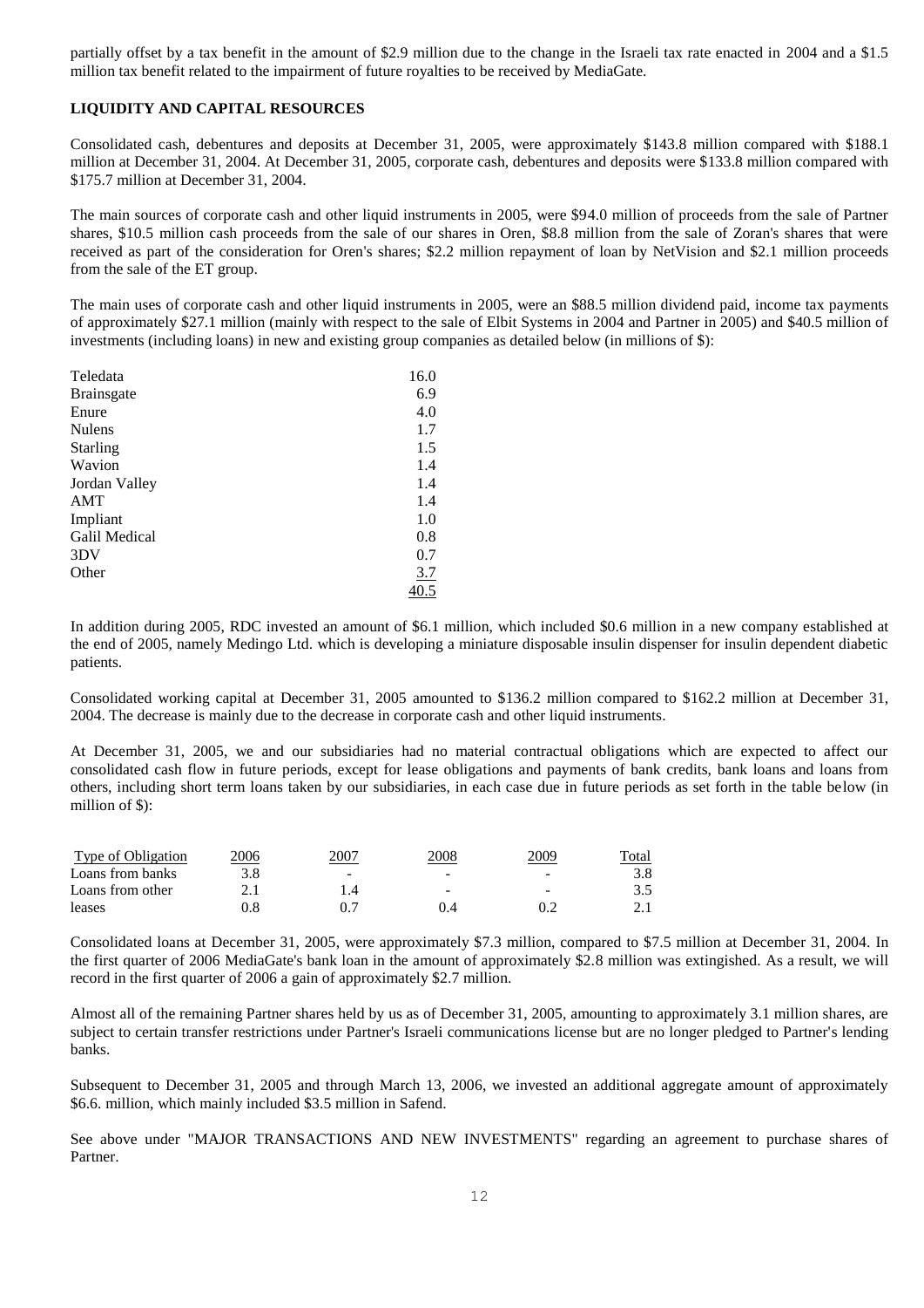partially offset by a tax benefit in the amount of $2.9 million due to the change in the Israeli tax rate enacted in 2004 and a $1.5 million tax benefit related to the impairment of future royalties to be received by MediaGate.

## LIQUIDITY AND CAPITAL RESOURCES

Consolidated cash, debentures and deposits at December 31, 2005, were approximately $143.8 million compared with $188.1 million at December 31, 2004. At December 31, 2005, corporate cash, debentures and deposits were $133.8 million compared with $175.7 million at December 31, 2004.

The main sources of corporate cash and other liquid instruments in 2005, were $94.0 million of proceeds from the sale of Partner shares, $10.5 million cash proceeds from the sale of our shares in Oren, $8.8 million from the sale of Zoran's shares that were received as part of the consideration for Oren's shares; $2.2 million repayment of loan by NetVision and $2.1 million proceeds from the sale of the ET group.

The main uses of corporate cash and other liquid instruments in 2005, were an $88.5 million dividend paid, income tax payments of approximately $27.1 million (mainly with respect to the sale of Elbit Systems in 2004 and Partner in 2005) and $40.5 million of investments (including loans) in new and existing group companies as detailed below (in millions of $):

| | |
|---|---|
| Teledata | 16.0 |
| Brainsgate | 6.9 |
| Enure | 4.0 |
| Nulens | 1.7 |
| Starling | 1.5 |
| Wavion | 1.4 |
| Jordan Valley | 1.4 |
| AMT | 1.4 |
| Impliant | 1.0 |
| Galil Medical | 0.8 |
| 3DV | 0.7 |
| Other | 3.7 |
| | 40.5 |

In addition during 2005, RDC invested an amount of $6.1 million, which included $0.6 million in a new company established at the end of 2005, namely Medingo Ltd. which is developing a miniature disposable insulin dispenser for insulin dependent diabetic patients.

Consolidated working capital at December 31, 2005 amounted to $136.2 million compared to $162.2 million at December 31, 2004. The decrease is mainly due to the decrease in corporate cash and other liquid instruments.

At December 31, 2005, we and our subsidiaries had no material contractual obligations which are expected to affect our consolidated cash flow in future periods, except for lease obligations and payments of bank credits, bank loans and loans from others, including short term loans taken by our subsidiaries, in each case due in future periods as set forth in the table below (in million of $):

| Type of Obligation | 2006 | 2007 | 2008 | 2009 | Total |
|---|---|---|---|---|---|
| Loans from banks | 3.8 | - | - | - | 3.8 |
| Loans from other | 2.1 | 1.4 | - | - | 3.5 |
| leases | 0.8 | 0.7 | 0.4 | 0.2 | 2.1 |

Consolidated loans at December 31, 2005, were approximately $7.3 million, compared to $7.5 million at December 31, 2004. In the first quarter of 2006 MediaGate's bank loan in the amount of approximately $2.8 million was extingished. As a result, we will record in the first quarter of 2006 a gain of approximately $2.7 million.

Almost all of the remaining Partner shares held by us as of December 31, 2005, amounting to approximately 3.1 million shares, are subject to certain transfer restrictions under Partner's Israeli communications license but are no longer pledged to Partner's lending banks.

Subsequent to December 31, 2005 and through March 13, 2006, we invested an additional aggregate amount of approximately $6.6. million, which mainly included $3.5 million in Safend.

See above under "MAJOR TRANSACTIONS AND NEW INVESTMENTS" regarding an agreement to purchase shares of Partner.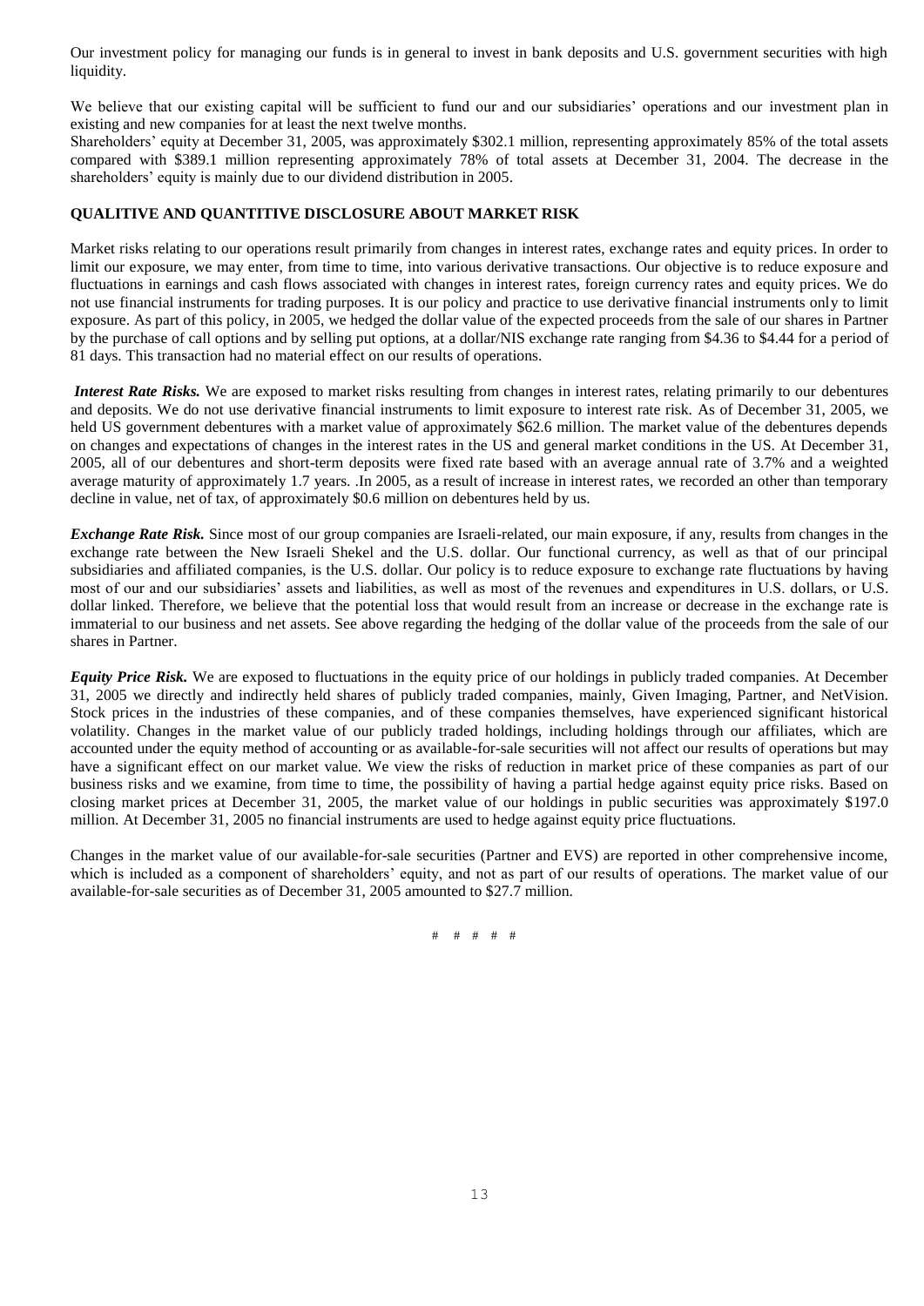Our investment policy for managing our funds is in general to invest in bank deposits and U.S. government securities with high liquidity.

We believe that our existing capital will be sufficient to fund our and our subsidiaries' operations and our investment plan in existing and new companies for at least the next twelve months.

Shareholders' equity at December 31, 2005, was approximately $302.1 million, representing approximately 85% of the total assets compared with $389.1 million representing approximately 78% of total assets at December 31, 2004. The decrease in the shareholders' equity is mainly due to our dividend distribution in 2005.

## QUALITIVE AND QUANTITIVE DISCLOSURE ABOUT MARKET RISK

Market risks relating to our operations result primarily from changes in interest rates, exchange rates and equity prices. In order to limit our exposure, we may enter, from time to time, into various derivative transactions. Our objective is to reduce exposure and fluctuations in earnings and cash flows associated with changes in interest rates, foreign currency rates and equity prices. We do not use financial instruments for trading purposes. It is our policy and practice to use derivative financial instruments only to limit exposure. As part of this policy, in 2005, we hedged the dollar value of the expected proceeds from the sale of our shares in Partner by the purchase of call options and by selling put options, at a dollar/NIS exchange rate ranging from $4.36 to $4.44 for a period of 81 days. This transaction had no material effect on our results of operations.

***Interest Rate Risks.*** We are exposed to market risks resulting from changes in interest rates, relating primarily to our debentures and deposits. We do not use derivative financial instruments to limit exposure to interest rate risk. As of December 31, 2005, we held US government debentures with a market value of approximately $62.6 million. The market value of the debentures depends on changes and expectations of changes in the interest rates in the US and general market conditions in the US. At December 31, 2005, all of our debentures and short-term deposits were fixed rate based with an average annual rate of 3.7% and a weighted average maturity of approximately 1.7 years. .In 2005, as a result of increase in interest rates, we recorded an other than temporary decline in value, net of tax, of approximately $0.6 million on debentures held by us.

***Exchange Rate Risk.*** Since most of our group companies are Israeli-related, our main exposure, if any, results from changes in the exchange rate between the New Israeli Shekel and the U.S. dollar. Our functional currency, as well as that of our principal subsidiaries and affiliated companies, is the U.S. dollar. Our policy is to reduce exposure to exchange rate fluctuations by having most of our and our subsidiaries' assets and liabilities, as well as most of the revenues and expenditures in U.S. dollars, or U.S. dollar linked. Therefore, we believe that the potential loss that would result from an increase or decrease in the exchange rate is immaterial to our business and net assets. See above regarding the hedging of the dollar value of the proceeds from the sale of our shares in Partner.

***Equity Price Risk.*** We are exposed to fluctuations in the equity price of our holdings in publicly traded companies. At December 31, 2005 we directly and indirectly held shares of publicly traded companies, mainly, Given Imaging, Partner, and NetVision. Stock prices in the industries of these companies, and of these companies themselves, have experienced significant historical volatility. Changes in the market value of our publicly traded holdings, including holdings through our affiliates, which are accounted under the equity method of accounting or as available-for-sale securities will not affect our results of operations but may have a significant effect on our market value. We view the risks of reduction in market price of these companies as part of our business risks and we examine, from time to time, the possibility of having a partial hedge against equity price risks. Based on closing market prices at December 31, 2005, the market value of our holdings in public securities was approximately $197.0 million. At December 31, 2005 no financial instruments are used to hedge against equity price fluctuations.

Changes in the market value of our available-for-sale securities (Partner and EVS) are reported in other comprehensive income, which is included as a component of shareholders' equity, and not as part of our results of operations. The market value of our available-for-sale securities as of December 31, 2005 amounted to $27.7 million.

# # # # #